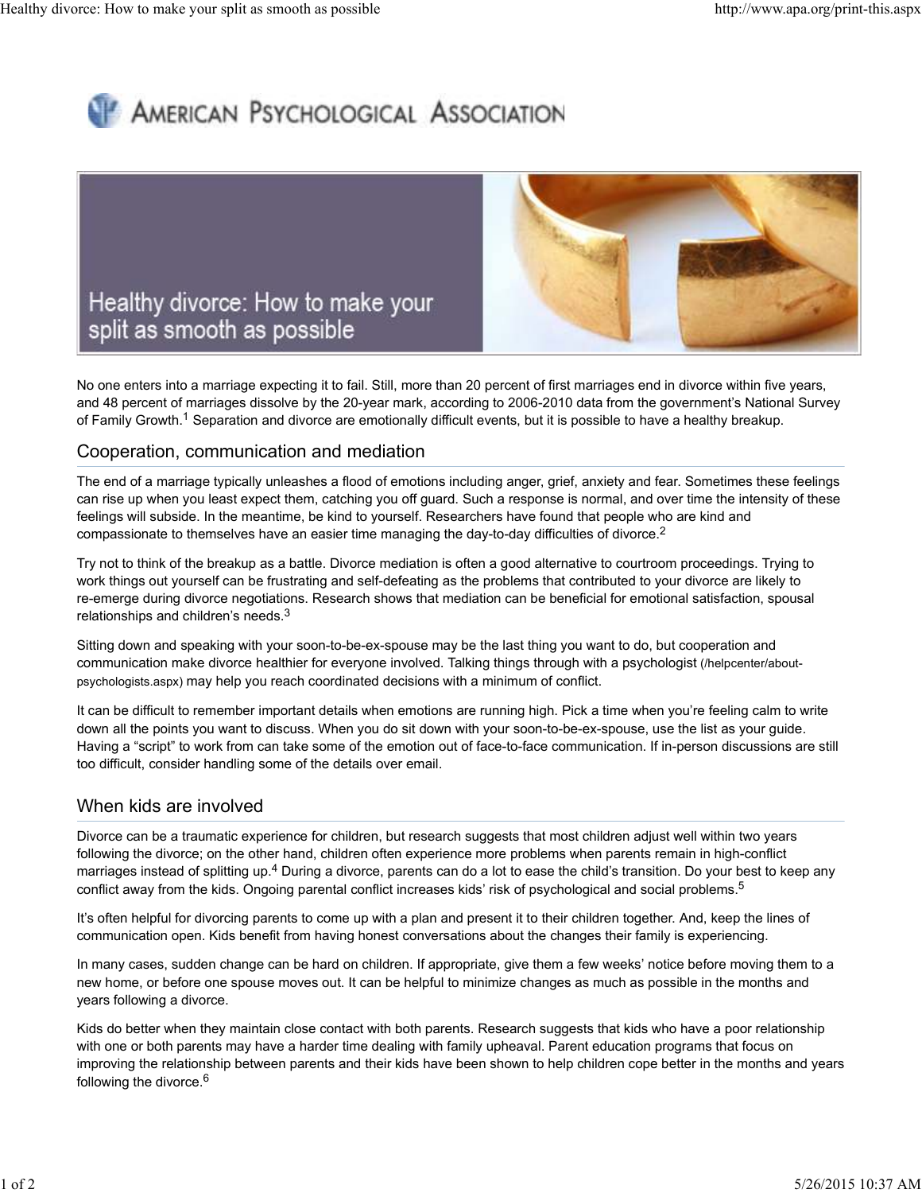# Healthy divorce: How to make your split as smooth as possible

No one enters into a marriage expecting it to fail. Still, more than 20 percent of first marriages end in divorce within five years, and 48 percent of marriages dissolve by the 20-year mark, according to 2006-2010 data from the government's National Survey of Family Growth.[1] Separation and divorce are emotionally difficult events, but it is possible to have a healthy breakup.

## Cooperation, communication and mediation

The end of a marriage typically unleashes a flood of emotions including anger, grief, anxiety and fear. Sometimes these feelings can rise up when you least expect them, catching you off guard. Such a response is normal, and over time the intensity of these feelings will subside. In the meantime, be kind to yourself. Researchers have found that people who are kind and compassionate to themselves have an easier time managing the day-to-day difficulties of divorce.[2]

Try not to think of the breakup as a battle. Divorce mediation is often a good alternative to courtroom proceedings. Trying to work things out yourself can be frustrating and self-defeating as the problems that contributed to your divorce are likely to re-emerge during divorce negotiations. Research shows that mediation can be beneficial for emotional satisfaction, spousal relationships and children's needs.[3]

Sitting down and speaking with your soon-to-be-ex-spouse may be the last thing you want to do, but cooperation and communication make divorce healthier for everyone involved. Talking things through with a psychologist (/helpcenter/about-psychologists.aspx) may help you reach coordinated decisions with a minimum of conflict.

It can be difficult to remember important details when emotions are running high. Pick a time when you're feeling calm to write down all the points you want to discuss. When you do sit down with your soon-to-be-ex-spouse, use the list as your guide. Having a "script" to work from can take some of the emotion out of face-to-face communication. If in-person discussions are still too difficult, consider handling some of the details over email.

## When kids are involved

Divorce can be a traumatic experience for children, but research suggests that most children adjust well within two years following the divorce; on the other hand, children often experience more problems when parents remain in high-conflict marriages instead of splitting up.[4] During a divorce, parents can do a lot to ease the child's transition. Do your best to keep any conflict away from the kids. Ongoing parental conflict increases kids' risk of psychological and social problems.[5]

It's often helpful for divorcing parents to come up with a plan and present it to their children together. And, keep the lines of communication open. Kids benefit from having honest conversations about the changes their family is experiencing.

In many cases, sudden change can be hard on children. If appropriate, give them a few weeks' notice before moving them to a new home, or before one spouse moves out. It can be helpful to minimize changes as much as possible in the months and years following a divorce.

Kids do better when they maintain close contact with both parents. Research suggests that kids who have a poor relationship with one or both parents may have a harder time dealing with family upheaval. Parent education programs that focus on improving the relationship between parents and their kids have been shown to help children cope better in the months and years following the divorce.[6]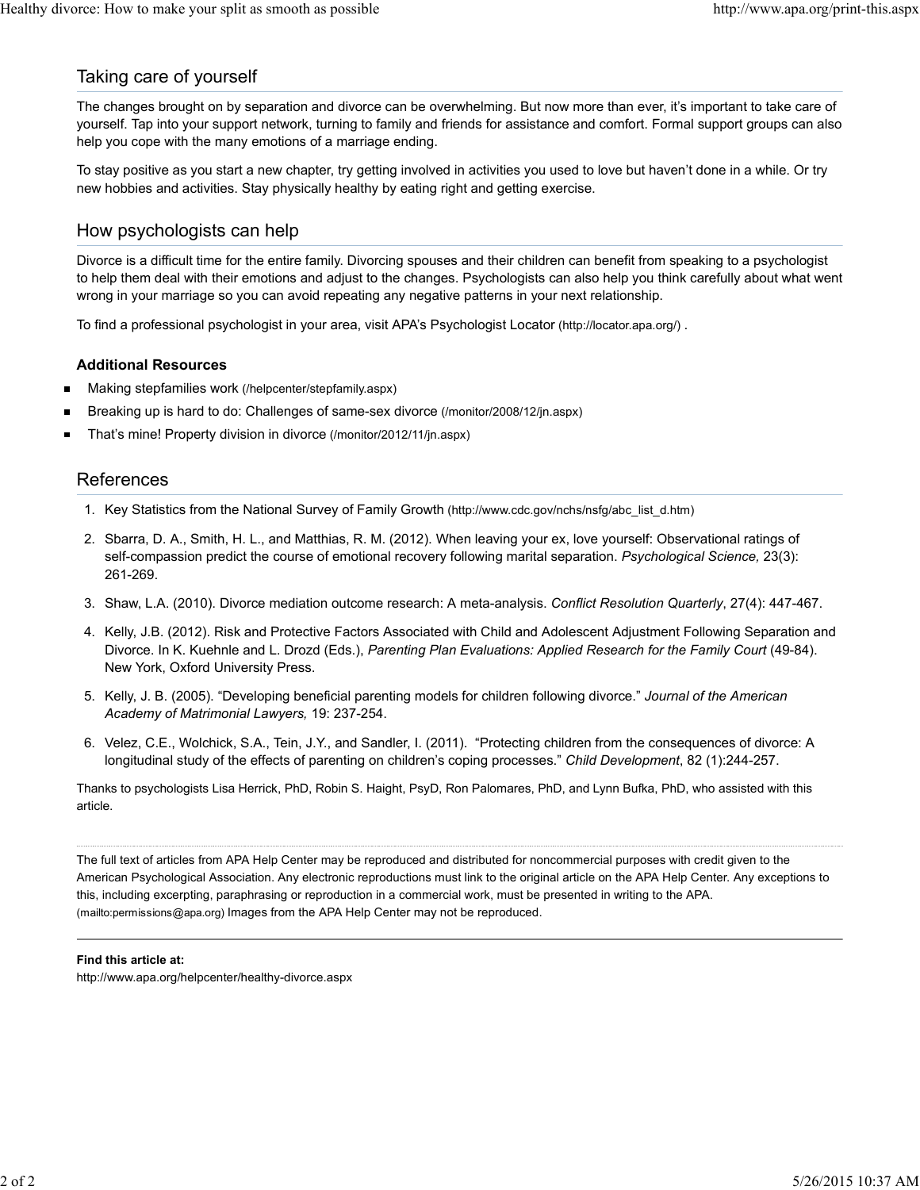## Taking care of yourself

The changes brought on by separation and divorce can be overwhelming. But now more than ever, it's important to take care of yourself. Tap into your support network, turning to family and friends for assistance and comfort. Formal support groups can also help you cope with the many emotions of a marriage ending.

To stay positive as you start a new chapter, try getting involved in activities you used to love but haven't done in a while. Or try new hobbies and activities. Stay physically healthy by eating right and getting exercise.

## How psychologists can help

Divorce is a difficult time for the entire family. Divorcing spouses and their children can benefit from speaking to a psychologist to help them deal with their emotions and adjust to the changes. Psychologists can also help you think carefully about what went wrong in your marriage so you can avoid repeating any negative patterns in your next relationship.

To find a professional psychologist in your area, visit APA's Psychologist Locator (http://locator.apa.org/) .

### Additional Resources

- Making stepfamilies work (/helpcenter/stepfamily.aspx)
- Breaking up is hard to do: Challenges of same-sex divorce (/monitor/2008/12/jn.aspx)
- That's mine! Property division in divorce (/monitor/2012/11/jn.aspx)

## References

1. Key Statistics from the National Survey of Family Growth (http://www.cdc.gov/nchs/nsfg/abc_list_d.htm)
2. Sbarra, D. A., Smith, H. L., and Matthias, R. M. (2012). When leaving your ex, love yourself: Observational ratings of self-compassion predict the course of emotional recovery following marital separation. *Psychological Science,* 23(3): 261-269.
3. Shaw, L.A. (2010). Divorce mediation outcome research: A meta-analysis. *Conflict Resolution Quarterly*, 27(4): 447-467.
4. Kelly, J.B. (2012). Risk and Protective Factors Associated with Child and Adolescent Adjustment Following Separation and Divorce. In K. Kuehnle and L. Drozd (Eds.), *Parenting Plan Evaluations: Applied Research for the Family Court* (49-84). New York, Oxford University Press.
5. Kelly, J. B. (2005). "Developing beneficial parenting models for children following divorce." *Journal of the American Academy of Matrimonial Lawyers,* 19: 237-254.
6. Velez, C.E., Wolchick, S.A., Tein, J.Y., and Sandler, I. (2011). "Protecting children from the consequences of divorce: A longitudinal study of the effects of parenting on children's coping processes." *Child Development*, 82 (1):244-257.

Thanks to psychologists Lisa Herrick, PhD, Robin S. Haight, PsyD, Ron Palomares, PhD, and Lynn Bufka, PhD, who assisted with this article.

---

The full text of articles from APA Help Center may be reproduced and distributed for noncommercial purposes with credit given to the American Psychological Association. Any electronic reproductions must link to the original article on the APA Help Center. Any exceptions to this, including excerpting, paraphrasing or reproduction in a commercial work, must be presented in writing to the APA. (mailto:permissions@apa.org) Images from the APA Help Center may not be reproduced.

---

**Find this article at:**
http://www.apa.org/helpcenter/healthy-divorce.aspx